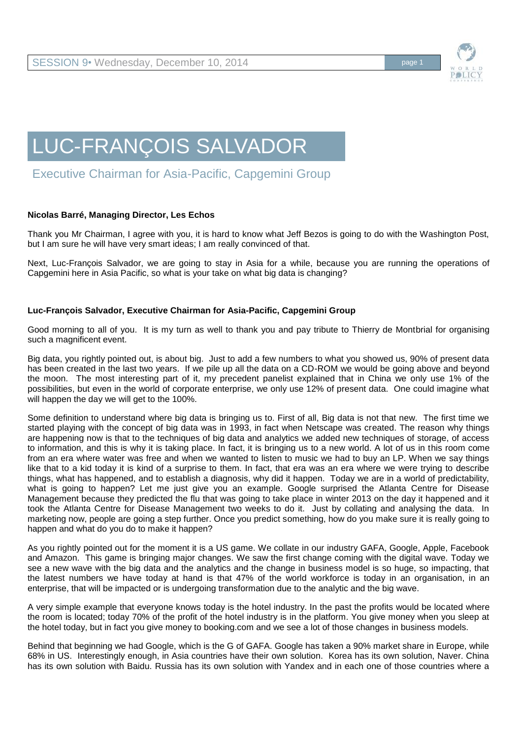# LUC-FRANÇOIS SALVADOR

## Executive Chairman for Asia-Pacific, Capgemini Group

**Nicolas Barré, Managing Director, Les Echos**

Thank you Mr Chairman, I agree with you, it is hard to know what Jeff Bezos is going to do with the Washington Post, but I am sure he will have very smart ideas; I am really convinced of that.

Next, Luc-François Salvador, we are going to stay in Asia for a while, because you are running the operations of Capgemini here in Asia Pacific, so what is your take on what big data is changing?

**Luc-François Salvador, Executive Chairman for Asia-Pacific, Capgemini Group**

Good morning to all of you. It is my turn as well to thank you and pay tribute to Thierry de Montbrial for organising such a magnificent event.

Big data, you rightly pointed out, is about big. Just to add a few numbers to what you showed us, 90% of present data has been created in the last two years. If we pile up all the data on a CD-ROM we would be going above and beyond the moon. The most interesting part of it, my precedent panelist explained that in China we only use 1% of the possibilities, but even in the world of corporate enterprise, we only use 12% of present data. One could imagine what will happen the day we will get to the 100%.

Some definition to understand where big data is bringing us to. First of all, Big data is not that new. The first time we started playing with the concept of big data was in 1993, in fact when Netscape was created. The reason why things are happening now is that to the techniques of big data and analytics we added new techniques of storage, of access to information, and this is why it is taking place. In fact, it is bringing us to a new world. A lot of us in this room come from an era where water was free and when we wanted to listen to music we had to buy an LP. When we say things like that to a kid today it is kind of a surprise to them. In fact, that era was an era where we were trying to describe things, what has happened, and to establish a diagnosis, why did it happen. Today we are in a world of predictability, what is going to happen? Let me just give you an example. Google surprised the Atlanta Centre for Disease Management because they predicted the flu that was going to take place in winter 2013 on the day it happened and it took the Atlanta Centre for Disease Management two weeks to do it. Just by collating and analysing the data. In marketing now, people are going a step further. Once you predict something, how do you make sure it is really going to happen and what do you do to make it happen?

As you rightly pointed out for the moment it is a US game. We collate in our industry GAFA, Google, Apple, Facebook and Amazon. This game is bringing major changes. We saw the first change coming with the digital wave. Today we see a new wave with the big data and the analytics and the change in business model is so huge, so impacting, that the latest numbers we have today at hand is that 47% of the world workforce is today in an organisation, in an enterprise, that will be impacted or is undergoing transformation due to the analytic and the big wave.

A very simple example that everyone knows today is the hotel industry. In the past the profits would be located where the room is located; today 70% of the profit of the hotel industry is in the platform. You give money when you sleep at the hotel today, but in fact you give money to booking.com and we see a lot of those changes in business models.

Behind that beginning we had Google, which is the G of GAFA. Google has taken a 90% market share in Europe, while 68% in US. Interestingly enough, in Asia countries have their own solution. Korea has its own solution, Naver. China has its own solution with Baidu. Russia has its own solution with Yandex and in each one of those countries where a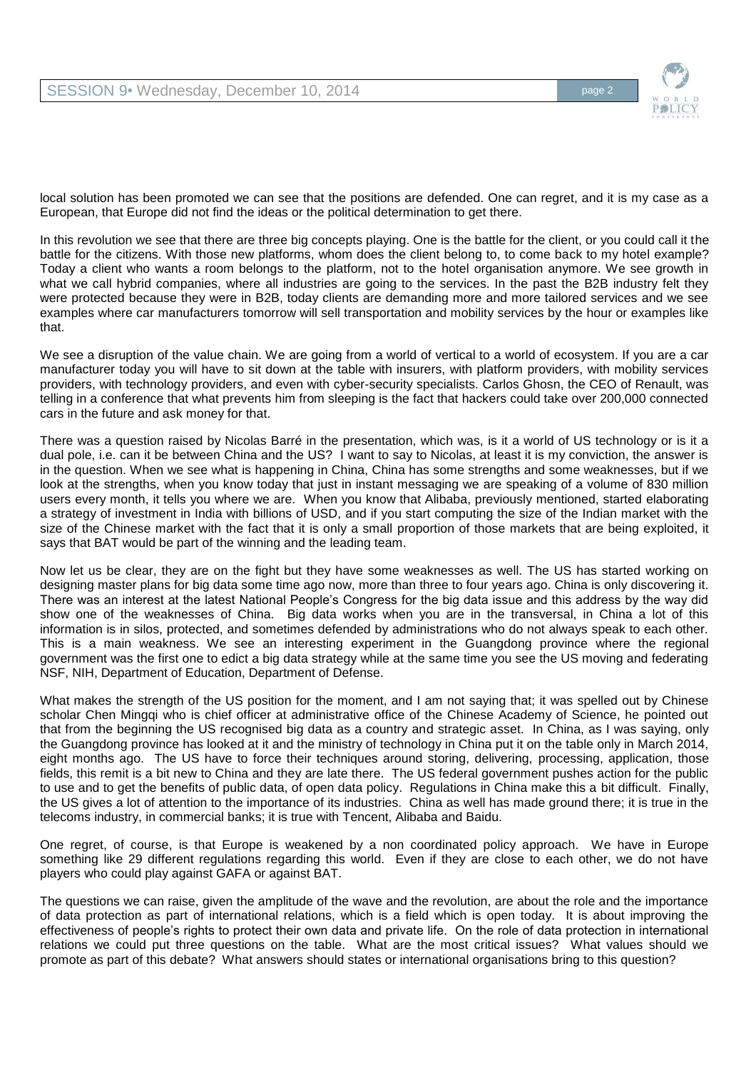local solution has been promoted we can see that the positions are defended. One can regret, and it is my case as a European, that Europe did not find the ideas or the political determination to get there.

In this revolution we see that there are three big concepts playing. One is the battle for the client, or you could call it the battle for the citizens. With those new platforms, whom does the client belong to, to come back to my hotel example? Today a client who wants a room belongs to the platform, not to the hotel organisation anymore. We see growth in what we call hybrid companies, where all industries are going to the services. In the past the B2B industry felt they were protected because they were in B2B, today clients are demanding more and more tailored services and we see examples where car manufacturers tomorrow will sell transportation and mobility services by the hour or examples like that.

We see a disruption of the value chain. We are going from a world of vertical to a world of ecosystem. If you are a car manufacturer today you will have to sit down at the table with insurers, with platform providers, with mobility services providers, with technology providers, and even with cyber-security specialists. Carlos Ghosn, the CEO of Renault, was telling in a conference that what prevents him from sleeping is the fact that hackers could take over 200,000 connected cars in the future and ask money for that.

There was a question raised by Nicolas Barré in the presentation, which was, is it a world of US technology or is it a dual pole, i.e. can it be between China and the US? I want to say to Nicolas, at least it is my conviction, the answer is in the question. When we see what is happening in China, China has some strengths and some weaknesses, but if we look at the strengths, when you know today that just in instant messaging we are speaking of a volume of 830 million users every month, it tells you where we are. When you know that Alibaba, previously mentioned, started elaborating a strategy of investment in India with billions of USD, and if you start computing the size of the Indian market with the size of the Chinese market with the fact that it is only a small proportion of those markets that are being exploited, it says that BAT would be part of the winning and the leading team.

Now let us be clear, they are on the fight but they have some weaknesses as well. The US has started working on designing master plans for big data some time ago now, more than three to four years ago. China is only discovering it. There was an interest at the latest National People's Congress for the big data issue and this address by the way did show one of the weaknesses of China. Big data works when you are in the transversal, in China a lot of this information is in silos, protected, and sometimes defended by administrations who do not always speak to each other. This is a main weakness. We see an interesting experiment in the Guangdong province where the regional government was the first one to edict a big data strategy while at the same time you see the US moving and federating NSF, NIH, Department of Education, Department of Defense.

What makes the strength of the US position for the moment, and I am not saying that; it was spelled out by Chinese scholar Chen Mingqi who is chief officer at administrative office of the Chinese Academy of Science, he pointed out that from the beginning the US recognised big data as a country and strategic asset. In China, as I was saying, only the Guangdong province has looked at it and the ministry of technology in China put it on the table only in March 2014, eight months ago. The US have to force their techniques around storing, delivering, processing, application, those fields, this remit is a bit new to China and they are late there. The US federal government pushes action for the public to use and to get the benefits of public data, of open data policy. Regulations in China make this a bit difficult. Finally, the US gives a lot of attention to the importance of its industries. China as well has made ground there; it is true in the telecoms industry, in commercial banks; it is true with Tencent, Alibaba and Baidu.

One regret, of course, is that Europe is weakened by a non coordinated policy approach. We have in Europe something like 29 different regulations regarding this world. Even if they are close to each other, we do not have players who could play against GAFA or against BAT.

The questions we can raise, given the amplitude of the wave and the revolution, are about the role and the importance of data protection as part of international relations, which is a field which is open today. It is about improving the effectiveness of people's rights to protect their own data and private life. On the role of data protection in international relations we could put three questions on the table. What are the most critical issues? What values should we promote as part of this debate? What answers should states or international organisations bring to this question?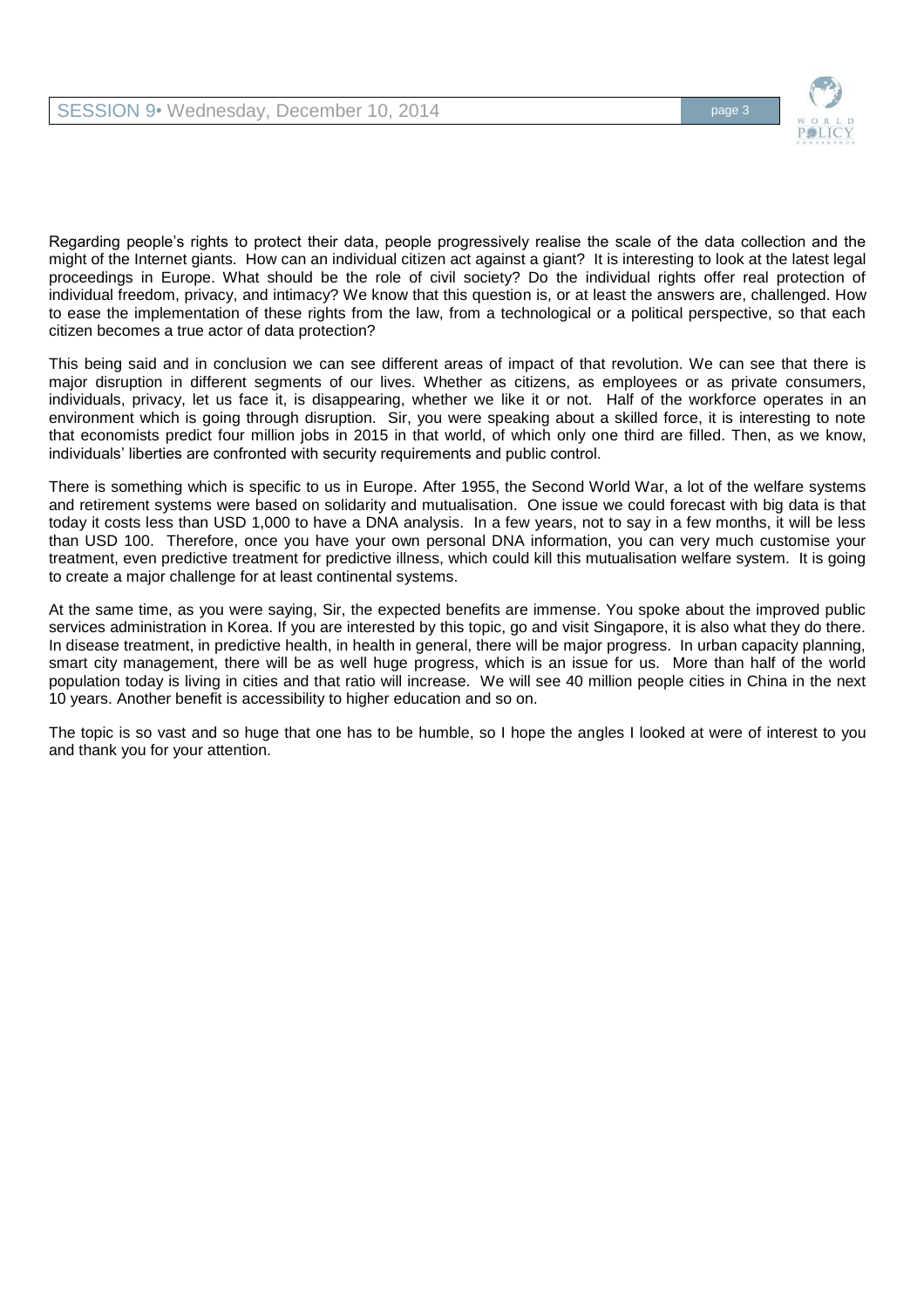Regarding people's rights to protect their data, people progressively realise the scale of the data collection and the might of the Internet giants. How can an individual citizen act against a giant? It is interesting to look at the latest legal proceedings in Europe. What should be the role of civil society? Do the individual rights offer real protection of individual freedom, privacy, and intimacy? We know that this question is, or at least the answers are, challenged. How to ease the implementation of these rights from the law, from a technological or a political perspective, so that each citizen becomes a true actor of data protection?

This being said and in conclusion we can see different areas of impact of that revolution. We can see that there is major disruption in different segments of our lives. Whether as citizens, as employees or as private consumers, individuals, privacy, let us face it, is disappearing, whether we like it or not. Half of the workforce operates in an environment which is going through disruption. Sir, you were speaking about a skilled force, it is interesting to note that economists predict four million jobs in 2015 in that world, of which only one third are filled. Then, as we know, individuals' liberties are confronted with security requirements and public control.

There is something which is specific to us in Europe. After 1955, the Second World War, a lot of the welfare systems and retirement systems were based on solidarity and mutualisation. One issue we could forecast with big data is that today it costs less than USD 1,000 to have a DNA analysis. In a few years, not to say in a few months, it will be less than USD 100. Therefore, once you have your own personal DNA information, you can very much customise your treatment, even predictive treatment for predictive illness, which could kill this mutualisation welfare system. It is going to create a major challenge for at least continental systems.

At the same time, as you were saying, Sir, the expected benefits are immense. You spoke about the improved public services administration in Korea. If you are interested by this topic, go and visit Singapore, it is also what they do there. In disease treatment, in predictive health, in health in general, there will be major progress. In urban capacity planning, smart city management, there will be as well huge progress, which is an issue for us. More than half of the world population today is living in cities and that ratio will increase. We will see 40 million people cities in China in the next 10 years. Another benefit is accessibility to higher education and so on.

The topic is so vast and so huge that one has to be humble, so I hope the angles I looked at were of interest to you and thank you for your attention.